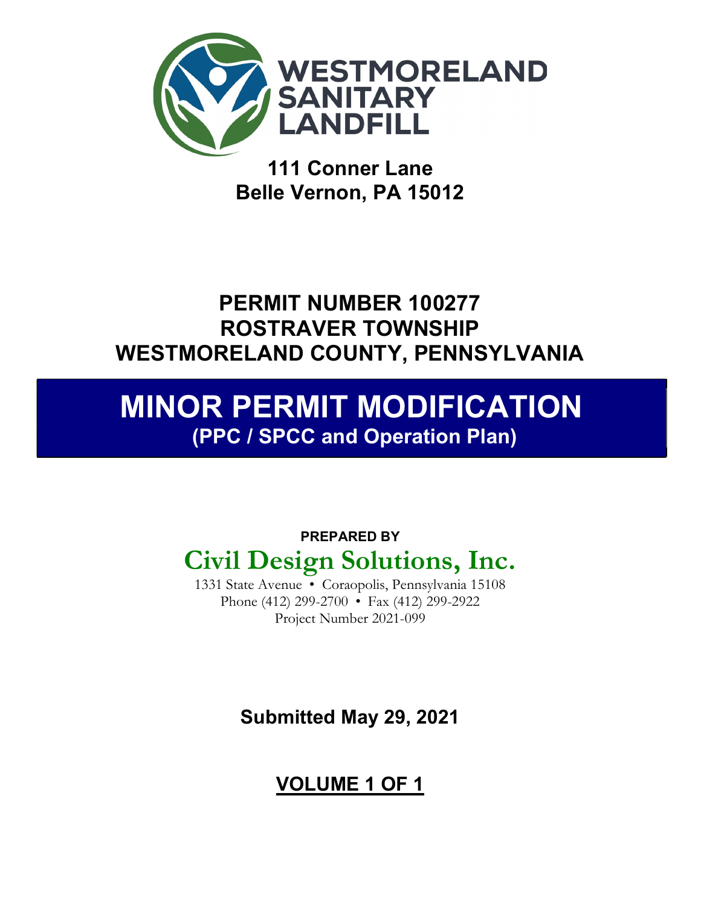WESTMORELAND SANITARY LANDFILL

**111 Conner Lane**
**Belle Vernon, PA 15012**

## PERMIT NUMBER 100277
## ROSTRAVER TOWNSHIP
## WESTMORELAND COUNTY, PENNSYLVANIA

# MINOR PERMIT MODIFICATION
**(PPC / SPCC and Operation Plan)**

**PREPARED BY**

**Civil Design Solutions, Inc.**

1331 State Avenue • Coraopolis, Pennsylvania 15108
Phone (412) 299-2700 • Fax (412) 299-2922
Project Number 2021-099

**Submitted May 29, 2021**

**VOLUME 1 OF 1**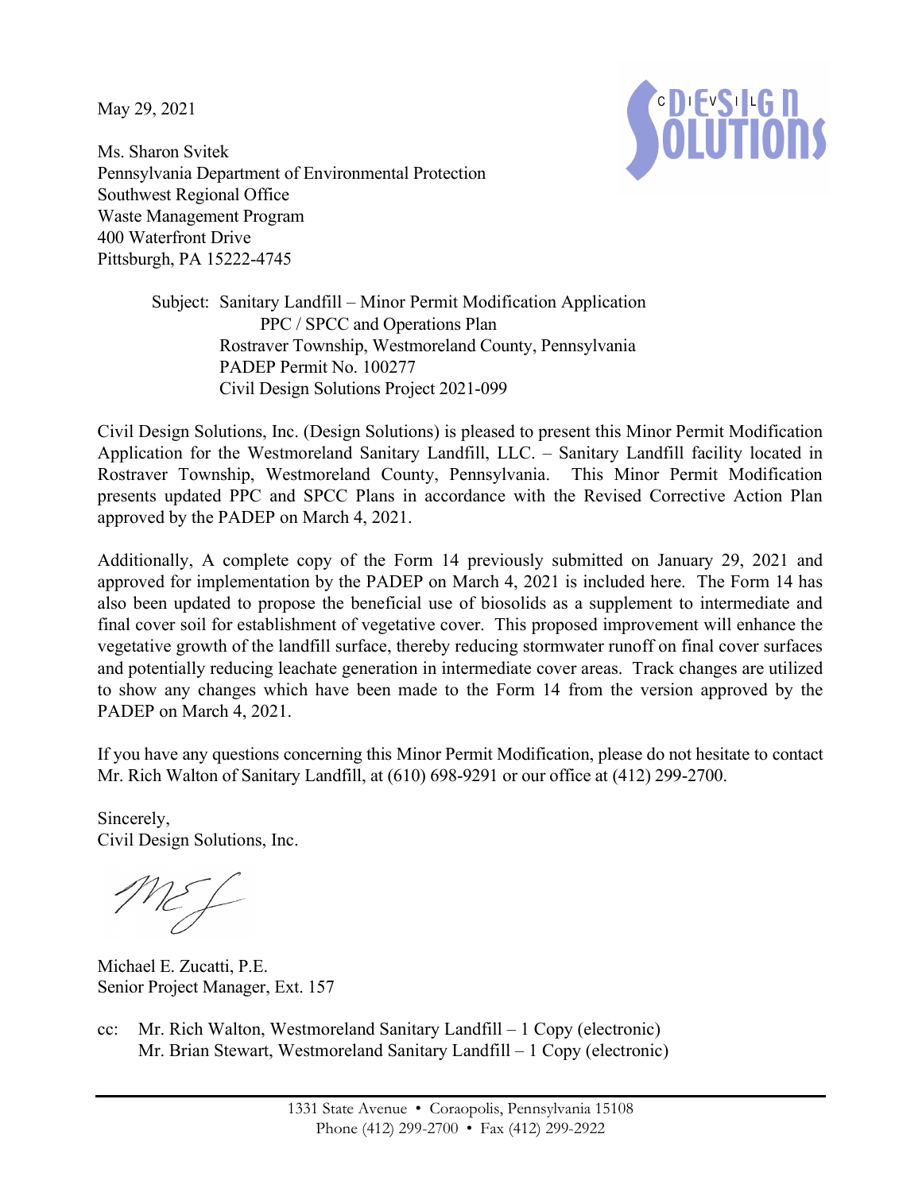May 29, 2021

Ms. Sharon Svitek
Pennsylvania Department of Environmental Protection
Southwest Regional Office
Waste Management Program
400 Waterfront Drive
Pittsburgh, PA 15222-4745

Subject: Sanitary Landfill – Minor Permit Modification Application
PPC / SPCC and Operations Plan
Rostraver Township, Westmoreland County, Pennsylvania
PADEP Permit No. 100277
Civil Design Solutions Project 2021-099

Civil Design Solutions, Inc. (Design Solutions) is pleased to present this Minor Permit Modification Application for the Westmoreland Sanitary Landfill, LLC. – Sanitary Landfill facility located in Rostraver Township, Westmoreland County, Pennsylvania. This Minor Permit Modification presents updated PPC and SPCC Plans in accordance with the Revised Corrective Action Plan approved by the PADEP on March 4, 2021.

Additionally, A complete copy of the Form 14 previously submitted on January 29, 2021 and approved for implementation by the PADEP on March 4, 2021 is included here. The Form 14 has also been updated to propose the beneficial use of biosolids as a supplement to intermediate and final cover soil for establishment of vegetative cover. This proposed improvement will enhance the vegetative growth of the landfill surface, thereby reducing stormwater runoff on final cover surfaces and potentially reducing leachate generation in intermediate cover areas. Track changes are utilized to show any changes which have been made to the Form 14 from the version approved by the PADEP on March 4, 2021.

If you have any questions concerning this Minor Permit Modification, please do not hesitate to contact Mr. Rich Walton of Sanitary Landfill, at (610) 698-9291 or our office at (412) 299-2700.

Sincerely,
Civil Design Solutions, Inc.

Michael E. Zucatti, P.E.
Senior Project Manager, Ext. 157

cc: Mr. Rich Walton, Westmoreland Sanitary Landfill – 1 Copy (electronic)
Mr. Brian Stewart, Westmoreland Sanitary Landfill – 1 Copy (electronic)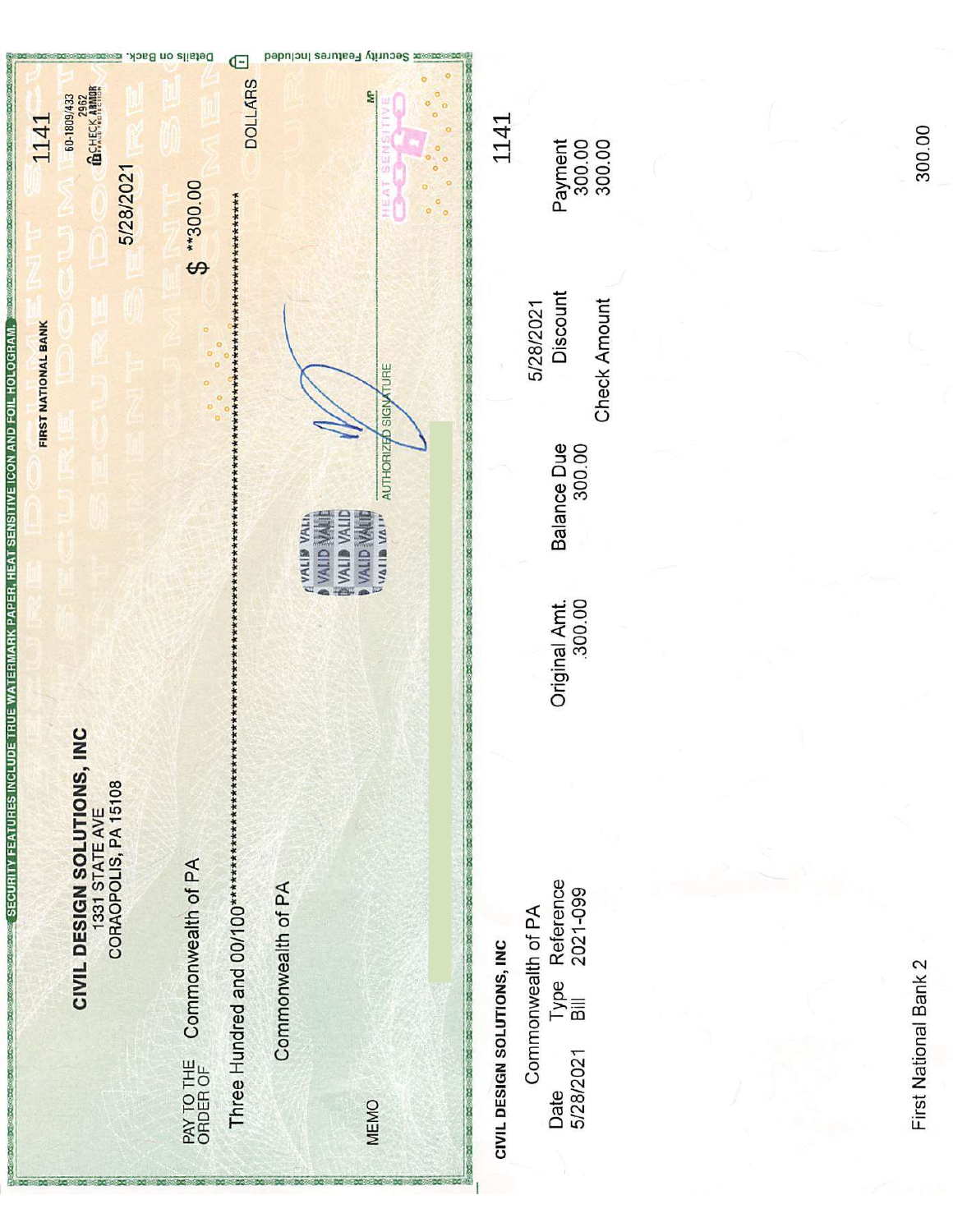SECURITY FEATURES INCLUDE TRUE WATERMARK PAPER, HEAT SENSITIVE ICON AND FOIL HOLOGRAM.

**CIVIL DESIGN SOLUTIONS, INC**
1331 STATE AVE
CORAOPOLIS, PA 15108

FIRST NATIONAL BANK

1141

60-1809/433
2962

5/28/2021

PAY TO THE ORDER OF Commonwealth of PA

$ **300.00

Three Hundred and 00/100**************************************************************************** DOLLARS

Commonwealth of PA

MEMO

AUTHORIZED SIGNATURE

---

**CIVIL DESIGN SOLUTIONS, INC**

1141

Commonwealth of PA 5/28/2021

| Date | Type | Reference | Original Amt. | Balance Due | Discount | Payment |
| --- | --- | --- | --- | --- | --- | --- |
| 5/28/2021 | Bill | 2021-099 | 300.00 | 300.00 | | 300.00 |
| | | | | | Check Amount | 300.00 |

First National Bank 2 300.00